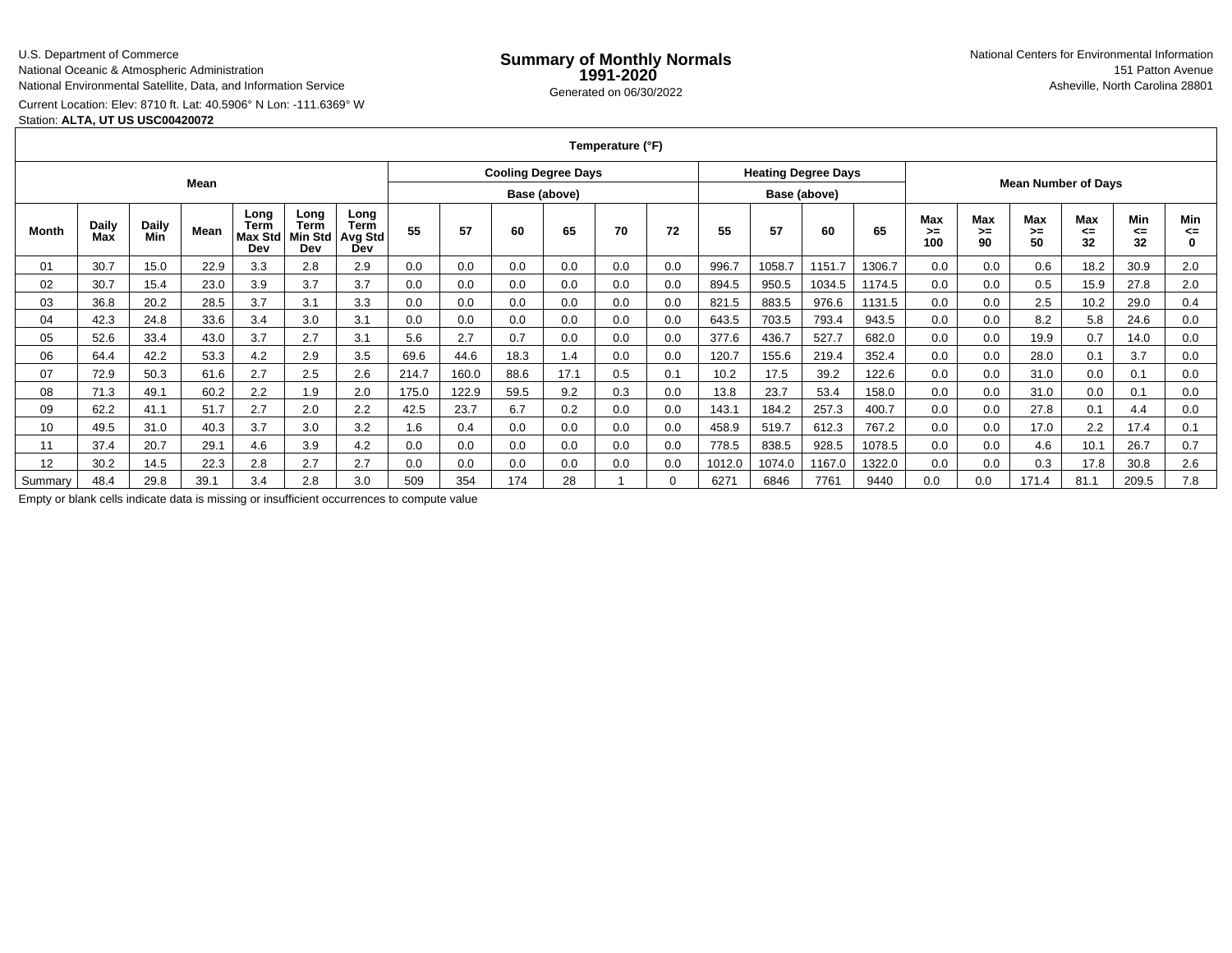U.S. Department of Commerce
National Oceanic & Atmospheric Administration
National Environmental Satellite, Data, and Information Service

# Summary of Monthly Normals 1991-2020

Generated on 06/30/2022

National Centers for Environmental Information
151 Patton Avenue
Asheville, North Carolina 28801

Current Location: Elev: 8710 ft. Lat: 40.5906° N Lon: -111.6369° W
Station: **ALTA, UT US USC00420072**

| Temperature (°F) | | | | | | | | | | | | | | | | | | | | | | | |
|---|---|---|---|---|---|---|---|---|---|---|---|---|---|---|---|---|---|---|---|---|---|---|---|
| Mean | | | | | | | Cooling Degree Days Base (above) | | | | | | Heating Degree Days Base (above) | | | | Mean Number of Days | | | | | | |
| Month | Daily Max | Daily Min | Mean | Long Term Max Std Dev | Long Term Min Std Dev | Long Term Avg Std Dev | 55 | 57 | 60 | 65 | 70 | 72 | 55 | 57 | 60 | 65 | Max >= 100 | Max >= 90 | Max >= 50 | Max <= 32 | Min <= 32 | Min <= 0 |
| 01 | 30.7 | 15.0 | 22.9 | 3.3 | 2.8 | 2.9 | 0.0 | 0.0 | 0.0 | 0.0 | 0.0 | 0.0 | 996.7 | 1058.7 | 1151.7 | 1306.7 | 0.0 | 0.0 | 0.6 | 18.2 | 30.9 | 2.0 |
| 02 | 30.7 | 15.4 | 23.0 | 3.9 | 3.7 | 3.7 | 0.0 | 0.0 | 0.0 | 0.0 | 0.0 | 0.0 | 894.5 | 950.5 | 1034.5 | 1174.5 | 0.0 | 0.0 | 0.5 | 15.9 | 27.8 | 2.0 |
| 03 | 36.8 | 20.2 | 28.5 | 3.7 | 3.1 | 3.3 | 0.0 | 0.0 | 0.0 | 0.0 | 0.0 | 0.0 | 821.5 | 883.5 | 976.6 | 1131.5 | 0.0 | 0.0 | 2.5 | 10.2 | 29.0 | 0.4 |
| 04 | 42.3 | 24.8 | 33.6 | 3.4 | 3.0 | 3.1 | 0.0 | 0.0 | 0.0 | 0.0 | 0.0 | 0.0 | 643.5 | 703.5 | 793.4 | 943.5 | 0.0 | 0.0 | 8.2 | 5.8 | 24.6 | 0.0 |
| 05 | 52.6 | 33.4 | 43.0 | 3.7 | 2.7 | 3.1 | 5.6 | 2.7 | 0.7 | 0.0 | 0.0 | 0.0 | 377.6 | 436.7 | 527.7 | 682.0 | 0.0 | 0.0 | 19.9 | 0.7 | 14.0 | 0.0 |
| 06 | 64.4 | 42.2 | 53.3 | 4.2 | 2.9 | 3.5 | 69.6 | 44.6 | 18.3 | 1.4 | 0.0 | 0.0 | 120.7 | 155.6 | 219.4 | 352.4 | 0.0 | 0.0 | 28.0 | 0.1 | 3.7 | 0.0 |
| 07 | 72.9 | 50.3 | 61.6 | 2.7 | 2.5 | 2.6 | 214.7 | 160.0 | 88.6 | 17.1 | 0.5 | 0.1 | 10.2 | 17.5 | 39.2 | 122.6 | 0.0 | 0.0 | 31.0 | 0.0 | 0.1 | 0.0 |
| 08 | 71.3 | 49.1 | 60.2 | 2.2 | 1.9 | 2.0 | 175.0 | 122.9 | 59.5 | 9.2 | 0.3 | 0.0 | 13.8 | 23.7 | 53.4 | 158.0 | 0.0 | 0.0 | 31.0 | 0.0 | 0.1 | 0.0 |
| 09 | 62.2 | 41.1 | 51.7 | 2.7 | 2.0 | 2.2 | 42.5 | 23.7 | 6.7 | 0.2 | 0.0 | 0.0 | 143.1 | 184.2 | 257.3 | 400.7 | 0.0 | 0.0 | 27.8 | 0.1 | 4.4 | 0.0 |
| 10 | 49.5 | 31.0 | 40.3 | 3.7 | 3.0 | 3.2 | 1.6 | 0.4 | 0.0 | 0.0 | 0.0 | 0.0 | 458.9 | 519.7 | 612.3 | 767.2 | 0.0 | 0.0 | 17.0 | 2.2 | 17.4 | 0.1 |
| 11 | 37.4 | 20.7 | 29.1 | 4.6 | 3.9 | 4.2 | 0.0 | 0.0 | 0.0 | 0.0 | 0.0 | 0.0 | 778.5 | 838.5 | 928.5 | 1078.5 | 0.0 | 0.0 | 4.6 | 10.1 | 26.7 | 0.7 |
| 12 | 30.2 | 14.5 | 22.3 | 2.8 | 2.7 | 2.7 | 0.0 | 0.0 | 0.0 | 0.0 | 0.0 | 0.0 | 1012.0 | 1074.0 | 1167.0 | 1322.0 | 0.0 | 0.0 | 0.3 | 17.8 | 30.8 | 2.6 |
| Summary | 48.4 | 29.8 | 39.1 | 3.4 | 2.8 | 3.0 | 509 | 354 | 174 | 28 | 1 | 0 | 6271 | 6846 | 7761 | 9440 | 0.0 | 0.0 | 171.4 | 81.1 | 209.5 | 7.8 |

Empty or blank cells indicate data is missing or insufficient occurrences to compute value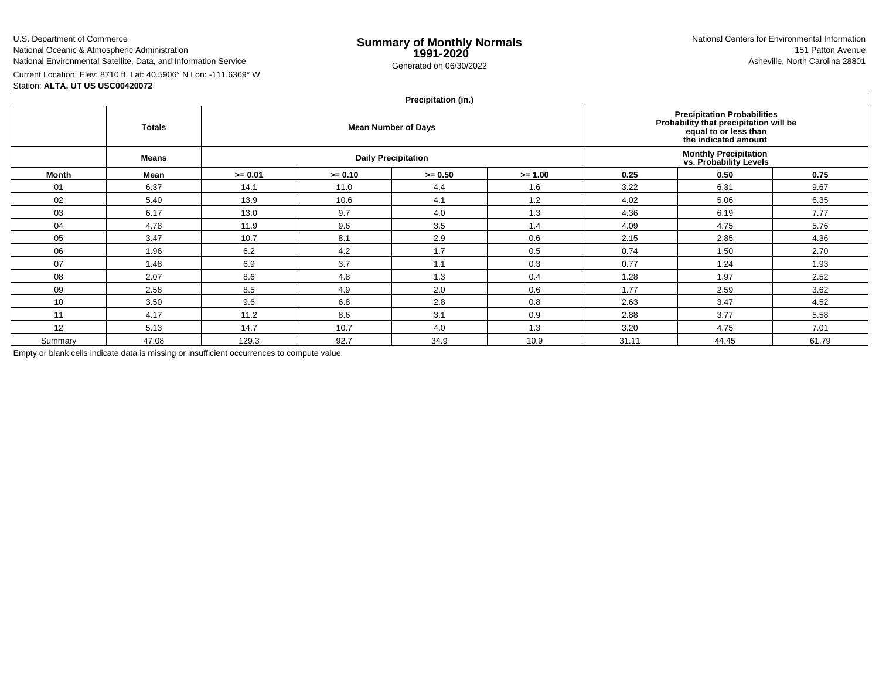U.S. Department of Commerce
National Oceanic & Atmospheric Administration
National Environmental Satellite, Data, and Information Service

# Summary of Monthly Normals 1991-2020

Generated on 06/30/2022

National Centers for Environmental Information
151 Patton Avenue
Asheville, North Carolina 28801

Current Location: Elev: 8710 ft. Lat: 40.5906° N Lon: -111.6369° W
Station: **ALTA, UT US USC00420072**

| Precipitation (in.) | | | | | | | | |
|---|---|---|---|---|---|---|---|---|
| | **Totals** | **Mean Number of Days** | | | | **Precipitation Probabilities Probability that precipitation will be equal to or less than the indicated amount** | | |
| | **Means** | **Daily Precipitation** | | | | **Monthly Precipitation vs. Probability Levels** | | |
| **Month** | **Mean** | **>= 0.01** | **>= 0.10** | **>= 0.50** | **>= 1.00** | **0.25** | **0.50** | **0.75** |
| 01 | 6.37 | 14.1 | 11.0 | 4.4 | 1.6 | 3.22 | 6.31 | 9.67 |
| 02 | 5.40 | 13.9 | 10.6 | 4.1 | 1.2 | 4.02 | 5.06 | 6.35 |
| 03 | 6.17 | 13.0 | 9.7 | 4.0 | 1.3 | 4.36 | 6.19 | 7.77 |
| 04 | 4.78 | 11.9 | 9.6 | 3.5 | 1.4 | 4.09 | 4.75 | 5.76 |
| 05 | 3.47 | 10.7 | 8.1 | 2.9 | 0.6 | 2.15 | 2.85 | 4.36 |
| 06 | 1.96 | 6.2 | 4.2 | 1.7 | 0.5 | 0.74 | 1.50 | 2.70 |
| 07 | 1.48 | 6.9 | 3.7 | 1.1 | 0.3 | 0.77 | 1.24 | 1.93 |
| 08 | 2.07 | 8.6 | 4.8 | 1.3 | 0.4 | 1.28 | 1.97 | 2.52 |
| 09 | 2.58 | 8.5 | 4.9 | 2.0 | 0.6 | 1.77 | 2.59 | 3.62 |
| 10 | 3.50 | 9.6 | 6.8 | 2.8 | 0.8 | 2.63 | 3.47 | 4.52 |
| 11 | 4.17 | 11.2 | 8.6 | 3.1 | 0.9 | 2.88 | 3.77 | 5.58 |
| 12 | 5.13 | 14.7 | 10.7 | 4.0 | 1.3 | 3.20 | 4.75 | 7.01 |
| Summary | 47.08 | 129.3 | 92.7 | 34.9 | 10.9 | 31.11 | 44.45 | 61.79 |

Empty or blank cells indicate data is missing or insufficient occurrences to compute value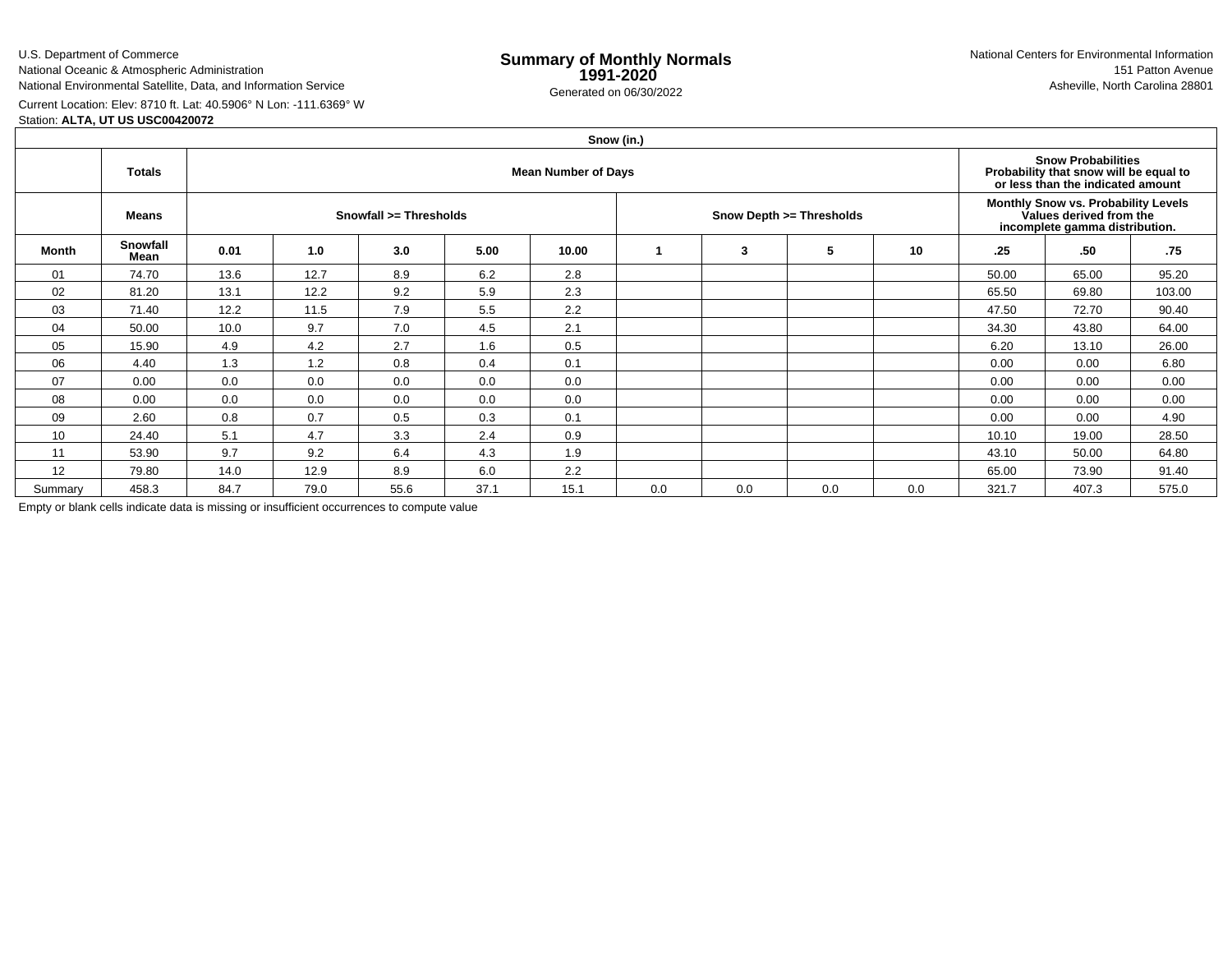U.S. Department of Commerce
National Oceanic & Atmospheric Administration
National Environmental Satellite, Data, and Information Service

# Summary of Monthly Normals 1991-2020

Generated on 06/30/2022

National Centers for Environmental Information
151 Patton Avenue
Asheville, North Carolina 28801

Current Location: Elev: 8710 ft. Lat: 40.5906° N Lon: -111.6369° W
Station: **ALTA, UT US USC00420072**

| Snow (in.) | | | | | | | | | | | | | |
|---|---|---|---|---|---|---|---|---|---|---|---|---|---|
| | **Totals** | **Mean Number of Days** | | | | | | | | | **Snow Probabilities Probability that snow will be equal to or less than the indicated amount** | | |
| | **Means** | **Snowfall >= Thresholds** | | | | | **Snow Depth >= Thresholds** | | | | **Monthly Snow vs. Probability Levels Values derived from the incomplete gamma distribution.** | | |
| **Month** | **Snowfall Mean** | **0.01** | **1.0** | **3.0** | **5.00** | **10.00** | **1** | **3** | **5** | **10** | **.25** | **.50** | **.75** |
| 01 | 74.70 | 13.6 | 12.7 | 8.9 | 6.2 | 2.8 | | | | | 50.00 | 65.00 | 95.20 |
| 02 | 81.20 | 13.1 | 12.2 | 9.2 | 5.9 | 2.3 | | | | | 65.50 | 69.80 | 103.00 |
| 03 | 71.40 | 12.2 | 11.5 | 7.9 | 5.5 | 2.2 | | | | | 47.50 | 72.70 | 90.40 |
| 04 | 50.00 | 10.0 | 9.7 | 7.0 | 4.5 | 2.1 | | | | | 34.30 | 43.80 | 64.00 |
| 05 | 15.90 | 4.9 | 4.2 | 2.7 | 1.6 | 0.5 | | | | | 6.20 | 13.10 | 26.00 |
| 06 | 4.40 | 1.3 | 1.2 | 0.8 | 0.4 | 0.1 | | | | | 0.00 | 0.00 | 6.80 |
| 07 | 0.00 | 0.0 | 0.0 | 0.0 | 0.0 | 0.0 | | | | | 0.00 | 0.00 | 0.00 |
| 08 | 0.00 | 0.0 | 0.0 | 0.0 | 0.0 | 0.0 | | | | | 0.00 | 0.00 | 0.00 |
| 09 | 2.60 | 0.8 | 0.7 | 0.5 | 0.3 | 0.1 | | | | | 0.00 | 0.00 | 4.90 |
| 10 | 24.40 | 5.1 | 4.7 | 3.3 | 2.4 | 0.9 | | | | | 10.10 | 19.00 | 28.50 |
| 11 | 53.90 | 9.7 | 9.2 | 6.4 | 4.3 | 1.9 | | | | | 43.10 | 50.00 | 64.80 |
| 12 | 79.80 | 14.0 | 12.9 | 8.9 | 6.0 | 2.2 | | | | | 65.00 | 73.90 | 91.40 |
| Summary | 458.3 | 84.7 | 79.0 | 55.6 | 37.1 | 15.1 | 0.0 | 0.0 | 0.0 | 0.0 | 321.7 | 407.3 | 575.0 |

Empty or blank cells indicate data is missing or insufficient occurrences to compute value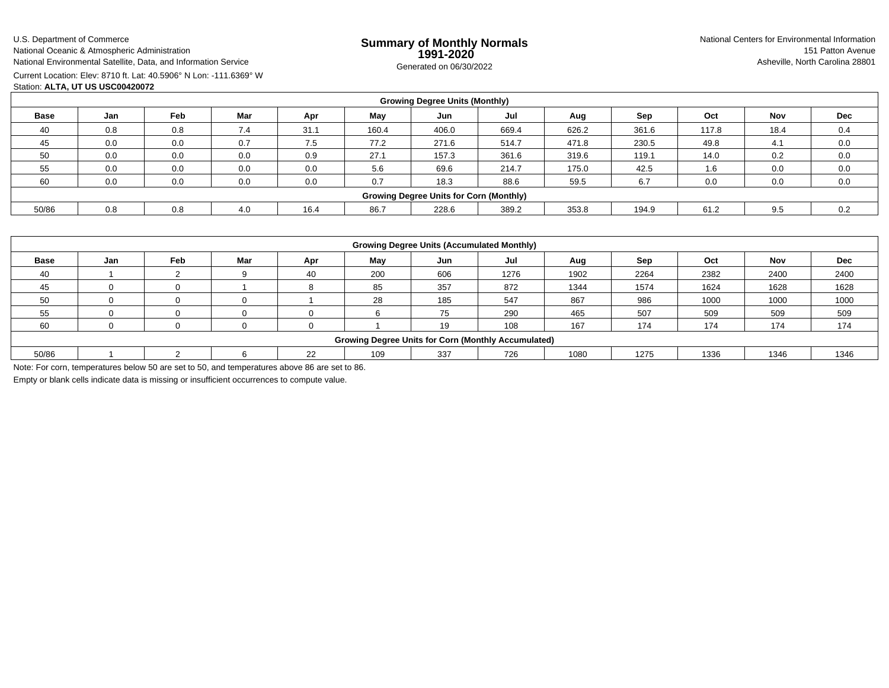U.S. Department of Commerce
National Oceanic & Atmospheric Administration
National Environmental Satellite, Data, and Information Service

# Summary of Monthly Normals 1991-2020

Generated on 06/30/2022

National Centers for Environmental Information
151 Patton Avenue
Asheville, North Carolina 28801

Current Location: Elev: 8710 ft. Lat: 40.5906° N Lon: -111.6369° W
Station: **ALTA, UT US USC00420072**

| Growing Degree Units (Monthly) | | | | | | | | | | | | |
|---|---|---|---|---|---|---|---|---|---|---|---|---|
| **Base** | **Jan** | **Feb** | **Mar** | **Apr** | **May** | **Jun** | **Jul** | **Aug** | **Sep** | **Oct** | **Nov** | **Dec** |
| 40 | 0.8 | 0.8 | 7.4 | 31.1 | 160.4 | 406.0 | 669.4 | 626.2 | 361.6 | 117.8 | 18.4 | 0.4 |
| 45 | 0.0 | 0.0 | 0.7 | 7.5 | 77.2 | 271.6 | 514.7 | 471.8 | 230.5 | 49.8 | 4.1 | 0.0 |
| 50 | 0.0 | 0.0 | 0.0 | 0.9 | 27.1 | 157.3 | 361.6 | 319.6 | 119.1 | 14.0 | 0.2 | 0.0 |
| 55 | 0.0 | 0.0 | 0.0 | 0.0 | 5.6 | 69.6 | 214.7 | 175.0 | 42.5 | 1.6 | 0.0 | 0.0 |
| 60 | 0.0 | 0.0 | 0.0 | 0.0 | 0.7 | 18.3 | 88.6 | 59.5 | 6.7 | 0.0 | 0.0 | 0.0 |
| **Growing Degree Units for Corn (Monthly)** | | | | | | | | | | | | |
| 50/86 | 0.8 | 0.8 | 4.0 | 16.4 | 86.7 | 228.6 | 389.2 | 353.8 | 194.9 | 61.2 | 9.5 | 0.2 |

| Growing Degree Units (Accumulated Monthly) | | | | | | | | | | | | |
|---|---|---|---|---|---|---|---|---|---|---|---|---|
| **Base** | **Jan** | **Feb** | **Mar** | **Apr** | **May** | **Jun** | **Jul** | **Aug** | **Sep** | **Oct** | **Nov** | **Dec** |
| 40 | 1 | 2 | 9 | 40 | 200 | 606 | 1276 | 1902 | 2264 | 2382 | 2400 | 2400 |
| 45 | 0 | 0 | 1 | 8 | 85 | 357 | 872 | 1344 | 1574 | 1624 | 1628 | 1628 |
| 50 | 0 | 0 | 0 | 1 | 28 | 185 | 547 | 867 | 986 | 1000 | 1000 | 1000 |
| 55 | 0 | 0 | 0 | 0 | 6 | 75 | 290 | 465 | 507 | 509 | 509 | 509 |
| 60 | 0 | 0 | 0 | 0 | 1 | 19 | 108 | 167 | 174 | 174 | 174 | 174 |
| **Growing Degree Units for Corn (Monthly Accumulated)** | | | | | | | | | | | | |
| 50/86 | 1 | 2 | 6 | 22 | 109 | 337 | 726 | 1080 | 1275 | 1336 | 1346 | 1346 |

Note: For corn, temperatures below 50 are set to 50, and temperatures above 86 are set to 86.

Empty or blank cells indicate data is missing or insufficient occurrences to compute value.